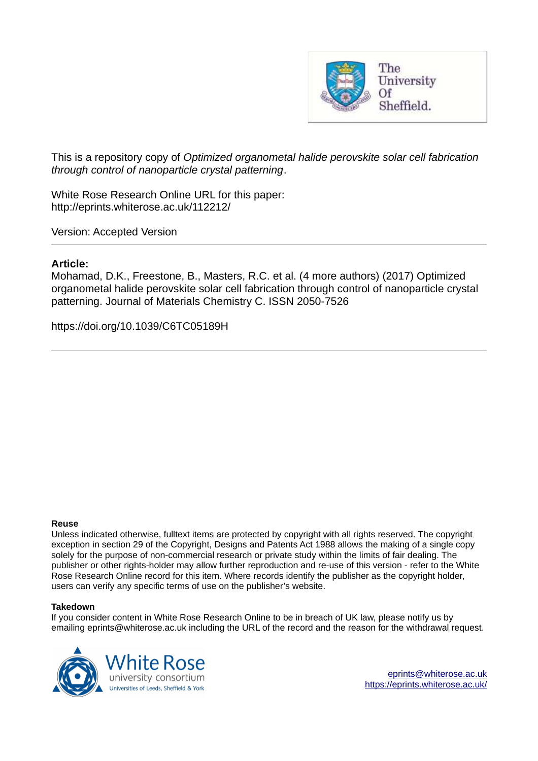This is a repository copy of *Optimized organometal halide perovskite solar cell fabrication through control of nanoparticle crystal patterning*.

White Rose Research Online URL for this paper:
http://eprints.whiterose.ac.uk/112212/

Version: Accepted Version

---

### Article:

Mohamad, D.K., Freestone, B., Masters, R.C. et al. (4 more authors) (2017) Optimized organometal halide perovskite solar cell fabrication through control of nanoparticle crystal patterning. Journal of Materials Chemistry C. ISSN 2050-7526

https://doi.org/10.1039/C6TC05189H

---

**Reuse**

Unless indicated otherwise, fulltext items are protected by copyright with all rights reserved. The copyright exception in section 29 of the Copyright, Designs and Patents Act 1988 allows the making of a single copy solely for the purpose of non-commercial research or private study within the limits of fair dealing. The publisher or other rights-holder may allow further reproduction and re-use of this version - refer to the White Rose Research Online record for this item. Where records identify the publisher as the copyright holder, users can verify any specific terms of use on the publisher's website.

**Takedown**

If you consider content in White Rose Research Online to be in breach of UK law, please notify us by emailing eprints@whiterose.ac.uk including the URL of the record and the reason for the withdrawal request.

eprints@whiterose.ac.uk
https://eprints.whiterose.ac.uk/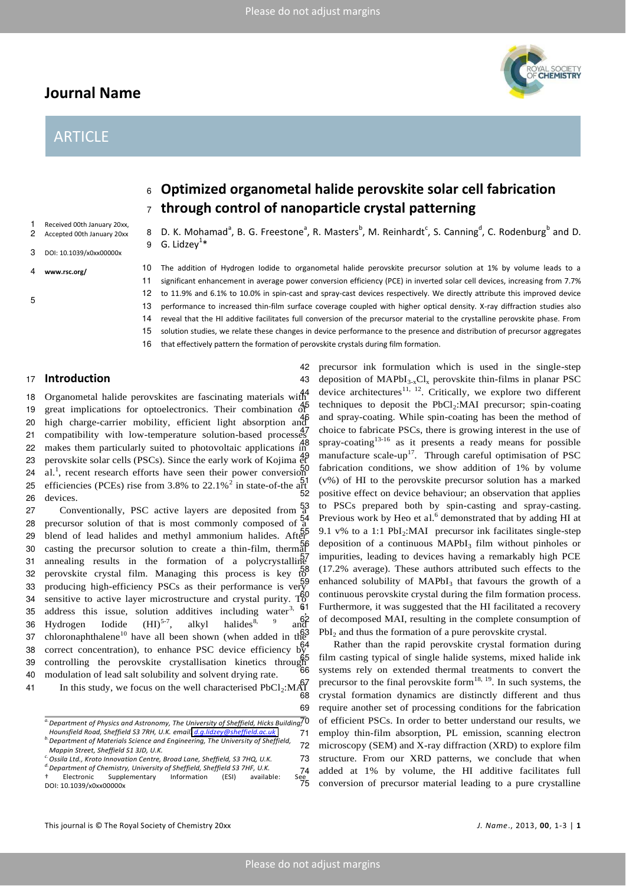# Optimized organometal halide perovskite solar cell fabrication through control of nanoparticle crystal patterning

Received 00th January 20xx,
Accepted 00th January 20xx

DOI: 10.1039/x0xx00000x

www.rsc.org/

D. K. Mohamad[a], B. G. Freestone[a], R. Masters[b], M. Reinhardt[c], S. Canning[d], C. Rodenburg[b] and D. G. Lidzey[1]*

The addition of Hydrogen Iodide to organometal halide perovskite precursor solution at 1% by volume leads to a significant enhancement in average power conversion efficiency (PCE) in inverted solar cell devices, increasing from 7.7% to 11.9% and 6.1% to 10.0% in spin-cast and spray-cast devices respectively. We directly attribute this improved device performance to increased thin-film surface coverage coupled with higher optical density. X-ray diffraction studies also reveal that the HI additive facilitates full conversion of the precursor material to the crystalline perovskite phase. From solution studies, we relate these changes in device performance to the presence and distribution of precursor aggregates that effectively pattern the formation of perovskite crystals during film formation.

## Introduction

Organometal halide perovskites are fascinating materials with great implications for optoelectronics. Their combination of high charge-carrier mobility, efficient light absorption and compatibility with low-temperature solution-based processes makes them particularly suited to photovoltaic applications in perovskite solar cells (PSCs). Since the early work of Kojima et al.[1], recent research efforts have seen their power conversion efficiencies (PCEs) rise from 3.8% to 22.1%[2] in state-of-the art devices.

Conventionally, PSC active layers are deposited from a precursor solution of that is most commonly composed of a blend of lead halides and methyl ammonium halides. After casting the precursor solution to create a thin-film, thermal annealing results in the formation of a polycrystalline perovskite crystal film. Managing this process is key to producing high-efficiency PSCs as their performance is very sensitive to active layer microstructure and crystal purity. To address this issue, solution additives including water[3, 4], Hydrogen Iodide (HI)[5-7], alkyl halides[8, 9] and chloronaphthalene[10] have all been shown (when added in the correct concentration), to enhance PSC device efficiency by controlling the perovskite crystallisation kinetics through modulation of lead salt solubility and solvent drying rate.

In this study, we focus on the well characterised $PbCl_2$:MAI precursor ink formulation which is used in the single-step deposition of $MAPbI_{3-x}Cl_x$ perovskite thin-films in planar PSC device architectures[11, 12]. Critically, we explore two different techniques to deposit the $PbCl_2$:MAI precursor; spin-coating and spray-coating. While spin-coating has been the method of choice to fabricate PSCs, there is growing interest in the use of spray-coating[13-16] as it presents a ready means for possible manufacture scale-up[17]. Through careful optimisation of PSC fabrication conditions, we show addition of 1% by volume (v%) of HI to the perovskite precursor solution has a marked positive effect on device behaviour; an observation that applies to PSCs prepared both by spin-casting and spray-casting. Previous work by Heo et al.[6] demonstrated that by adding HI at 9.1 v% to a 1:1 $PbI_2$:MAI precursor ink facilitates single-step deposition of a continuous $MAPbI_3$ film without pinholes or impurities, leading to devices having a remarkably high PCE (17.2% average). These authors attributed such effects to the enhanced solubility of $MAPbI_3$ that favours the growth of a continuous perovskite crystal during the film formation process. Furthermore, it was suggested that the HI facilitated a recovery of decomposed MAI, resulting in the complete consumption of $PbI_2$ and thus the formation of a pure perovskite crystal.

Rather than the rapid perovskite crystal formation during film casting typical of single halide systems, mixed halide ink systems rely on extended thermal treatments to convert the precursor to the final perovskite form[18, 19]. In such systems, the crystal formation dynamics are distinctly different and thus require another set of processing conditions for the fabrication of efficient PSCs. In order to better understand our results, we employ thin-film absorption, PL emission, scanning electron microscopy (SEM) and X-ray diffraction (XRD) to explore film structure. From our XRD patterns, we conclude that when added at 1% by volume, the HI additive facilitates full conversion of precursor material leading to a pure crystalline

[a] Department of Physics and Astronomy, The University of Sheffield, Hicks Building, Hounsfield Road, Sheffield S3 7RH, U.K. email: d.g.lidzey@sheffield.ac.uk
[b] Department of Materials Science and Engineering, The University of Sheffield, Mappin Street, Sheffield S1 3JD, U.K.
[c] Ossila Ltd., Kroto Innovation Centre, Broad Lane, Sheffield, S3 7HQ, U.K.
[d] Department of Chemistry, University of Sheffield, Sheffield S3 7HF, U.K.
† Electronic Supplementary Information (ESI) available: See DOI: 10.1039/x0xx00000x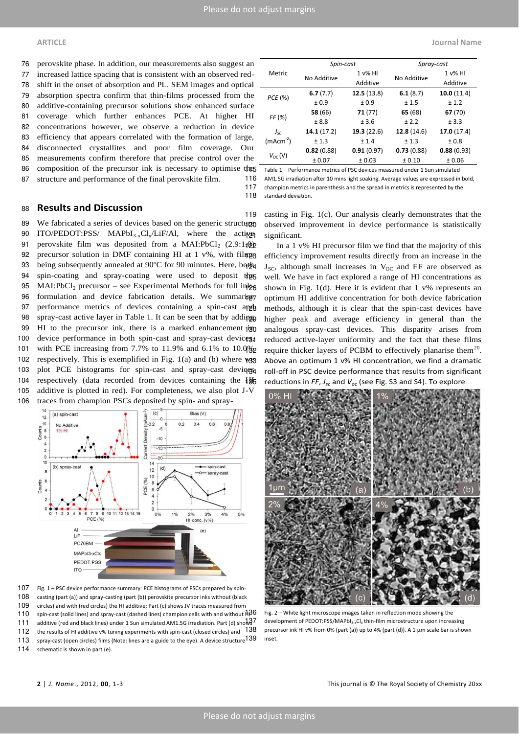perovskite phase. In addition, our measurements also suggest an increased lattice spacing that is consistent with an observed red-shift in the onset of absorption and PL. SEM images and optical absorption spectra confirm that thin-films processed from the additive-containing precursor solutions show enhanced surface coverage which further enhances PCE. At higher HI concentrations however, we observe a reduction in device efficiency that appears correlated with the formation of large, disconnected crystallites and poor film coverage. Our measurements confirm therefore that precise control over the composition of the precursor ink is necessary to optimise the structure and performance of the final perovskite film.

## Results and Discussion

We fabricated a series of devices based on the generic structure ITO/PEDOT:PSS/ $MAPbI_{3-x}Cl_x$/LiF/Al, where the active perovskite film was deposited from a $MAI:PbCl_2$ (2.9:1.0) precursor solution in DMF containing HI at 1 v%, with films being subsequently annealed at 90ºC for 90 minutes. Here, both spin-coating and spray-coating were used to deposit the $MAI:PbCl_2$ precursor – see Experimental Methods for full ink formulation and device fabrication details. We summarise performance metrics of devices containing a spin-cast and spray-cast active layer in Table 1. It can be seen that by adding HI to the precursor ink, there is a marked enhancement in device performance in both spin-cast and spray-cast devices with PCE increasing from 7.7% to 11.9% and 6.1% to 10.0% respectively. This is exemplified in Fig. 1(a) and (b) where we plot PCE histograms for spin-cast and spray-cast devices respectively (data recorded from devices containing the HI additive is plotted in red). For completeness, we also plot J-V traces from champion PSCs deposited by spin- and spray-casting in Fig. 1(c). Our analysis clearly demonstrates that the observed improvement in device performance is statistically significant.

Fig. 1 – PSC device performance summary: PCE histograms of PSCs prepared by spin-casting (part (a)) and spray-casting (part (b)) perovskite precursor inks without (black circles) and with (red circles) the HI additive; Part (c) shows JV traces measured from spin-cast (solid lines) and spray-cast (dashed lines) champion cells with and without HI additive (red and black lines) under 1 Sun simulated AM1.5G irradiation. Part (d) shows the results of HI additive v% tuning experiments with spin-cast (closed circles) and spray-cast (open circles) films (Note: lines are a guide to the eye). A device structure schematic is shown in part (e).

| Metric | Spin-cast | | Spray-cast | |
|---|---|---|---|---|
| | No Additive | 1 v% HI Additive | No Additive | 1 v% HI Additive |
| *PCE* (%) | **6.7** (7.7) ± 0.9 | **12.5** (13.8) ± 0.9 | **6.1** (8.7) ± 1.5 | **10.0** (11.4) ± 1.2 |
| *FF* (%) | **58** (66) ± 8.8 | **71** (77) ± 3.6 | **65** (68) ± 2.2 | **67** (70) ± 3.3 |
| $J_{SC}$ ($mAcm^{-2}$) | **14.1** (17.2) ± 1.3 | **19.3** (22.6) ± 1.4 | **12.8** (14.6) ± 1.3 | **17.0** (17.4) ± 0.8 |
| $V_{OC}$ (V) | **0.82** (0.88) ± 0.07 | **0.91** (0.97) ± 0.03 | **0.73** (0.88) ± 0.10 | **0.88** (0.93) ± 0.06 |

Table 1 – Performance metrics of PSC devices measured under 1 Sun simulated AM1.5G irradiation after 10 mins light soaking. Average values are expressed in bold, champion metrics in parenthesis and the spread in metrics is represented by the standard deviation.

In a 1 v% HI precursor film we find that the majority of this efficiency improvement results directly from an increase in the $J_{SC}$, although small increases in $V_{OC}$ and FF are observed as well. We have in fact explored a range of HI concentrations as shown in Fig. 1(d). Here it is evident that 1 v% represents an optimum HI additive concentration for both device fabrication methods, although it is clear that the spin-cast devices have higher peak and average efficiency in general than the analogous spray-cast devices. This disparity arises from reduced active-layer uniformity and the fact that these films require thicker layers of PCBM to effectively planarise them[20]. Above an optimum 1 v% HI concentration, we find a dramatic roll-off in PSC device performance that results from significant reductions in *FF*, $J_{sc}$ and $V_{oc}$ (see Fig. S3 and S4). To explore

Fig. 2 – White light microscope images taken in reflection mode showing the development of PEDOT:PSS/$MAPbI_{3-x}Cl_x$ thin-film microstructure upon increasing precursor ink HI v% from 0% (part (a)) up to 4% (part (d)). A 1 µm scale bar is shown inset.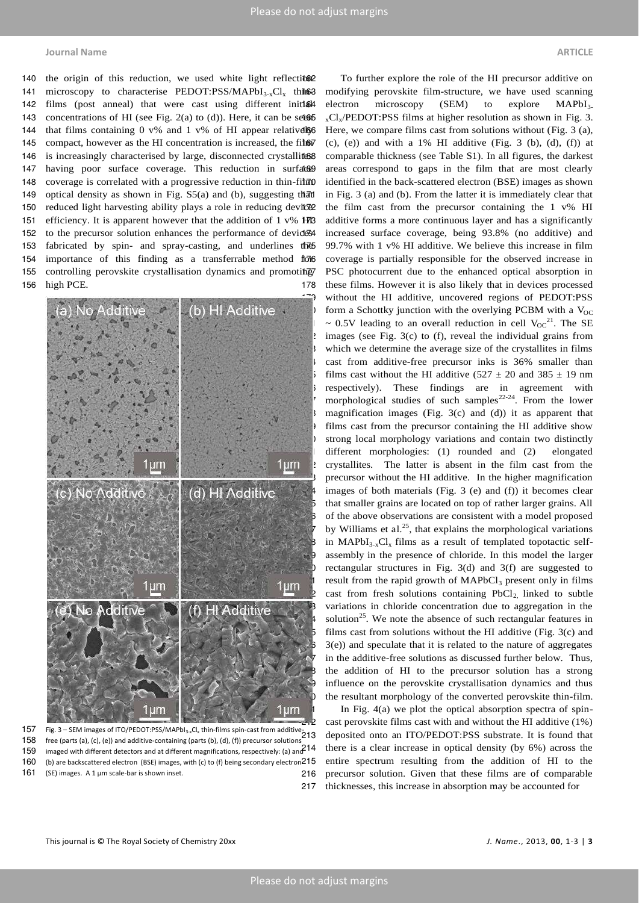the origin of this reduction, we used white light reflection microscopy to characterise PEDOT:PSS/$MAPbI_{3-x}Cl_x$ thin films (post anneal) that were cast using different initial concentrations of HI (see Fig. 2(a) to (d)). Here, it can be seen that films containing 0 v% and 1 v% of HI appear relatively compact, however as the HI concentration is increased, the film is increasingly characterised by large, disconnected crystallites having poor surface coverage. This reduction in surface coverage is correlated with a progressive reduction in thin-film optical density as shown in Fig. S5(a) and (b), suggesting that reduced light harvesting ability plays a role in reducing device efficiency. It is apparent however that the addition of 1 v% HI to the precursor solution enhances the performance of devices fabricated by spin- and spray-casting, and underlines the importance of this finding as a transferrable method for controlling perovskite crystallisation dynamics and promoting high PCE.

Fig. 3 – SEM images of ITO/PEDOT:PSS/$MAPbI_{3-x}Cl_x$ thin-films spin-cast from additive-free (parts (a), (c), (e)) and additive-containing (parts (b), (d), (f)) precursor solutions imaged with different detectors and at different magnifications, respectively: (a) and (b) are backscattered electron (BSE) images, with (c) to (f) being secondary electron (SE) images. A 1 μm scale-bar is shown inset.

To further explore the role of the HI precursor additive on modifying perovskite film-structure, we have used scanning electron microscopy (SEM) to explore $MAPbI_{3-x}Cl_x$/PEDOT:PSS films at higher resolution as shown in Fig. 3. Here, we compare films cast from solutions without (Fig. 3 (a), (c), (e)) and with a 1% HI additive (Fig. 3 (b), (d), (f)) at comparable thickness (see Table S1). In all figures, the darkest areas correspond to gaps in the film that are most clearly identified in the back-scattered electron (BSE) images as shown in Fig. 3 (a) and (b). From the latter it is immediately clear that the film cast from the precursor containing the 1 v% HI additive forms a more continuous layer and has a significantly increased surface coverage, being 93.8% (no additive) and 99.7% with 1 v% HI additive. We believe this increase in film coverage is partially responsible for the observed increase in PSC photocurrent due to the enhanced optical absorption in these films. However it is also likely that in devices processed without the HI additive, uncovered regions of PEDOT:PSS form a Schottky junction with the overlying PCBM with a $V_{OC}$ ~ 0.5V leading to an overall reduction in cell $V_{OC}$[21]. The SE images (see Fig. 3(c) to (f), reveal the individual grains from which we determine the average size of the crystallites in films cast from additive-free precursor inks is 36% smaller than films cast without the HI additive (527 ± 20 and 385 ± 19 nm respectively). These findings are in agreement with morphological studies of such samples[22-24]. From the lower magnification images (Fig. 3(c) and (d)) it as apparent that films cast from the precursor containing the HI additive show strong local morphology variations and contain two distinctly different morphologies: (1) rounded and (2) elongated crystallites. The latter is absent in the film cast from the precursor without the HI additive. In the higher magnification images of both materials (Fig. 3 (e) and (f)) it becomes clear that smaller grains are located on top of rather larger grains. All of the above observations are consistent with a model proposed by Williams et al.[25], that explains the morphological variations in $MAPbI_{3-x}Cl_x$ films as a result of templated topotactic self-assembly in the presence of chloride. In this model the larger rectangular structures in Fig. 3(d) and 3(f) are suggested to result from the rapid growth of $MAPbCl_3$ present only in films cast from fresh solutions containing $PbCl_2$, linked to subtle variations in chloride concentration due to aggregation in the solution[25]. We note the absence of such rectangular features in films cast from solutions without the HI additive (Fig. 3(c) and 3(e)) and speculate that it is related to the nature of aggregates in the additive-free solutions as discussed further below. Thus, the addition of HI to the precursor solution has a strong influence on the perovskite crystallisation dynamics and thus the resultant morphology of the converted perovskite thin-film.

In Fig. 4(a) we plot the optical absorption spectra of spin-cast perovskite films cast with and without the HI additive (1%) deposited onto an ITO/PEDOT:PSS substrate. It is found that there is a clear increase in optical density (by 6%) across the entire spectrum resulting from the addition of HI to the precursor solution. Given that these films are of comparable thicknesses, this increase in absorption may be accounted for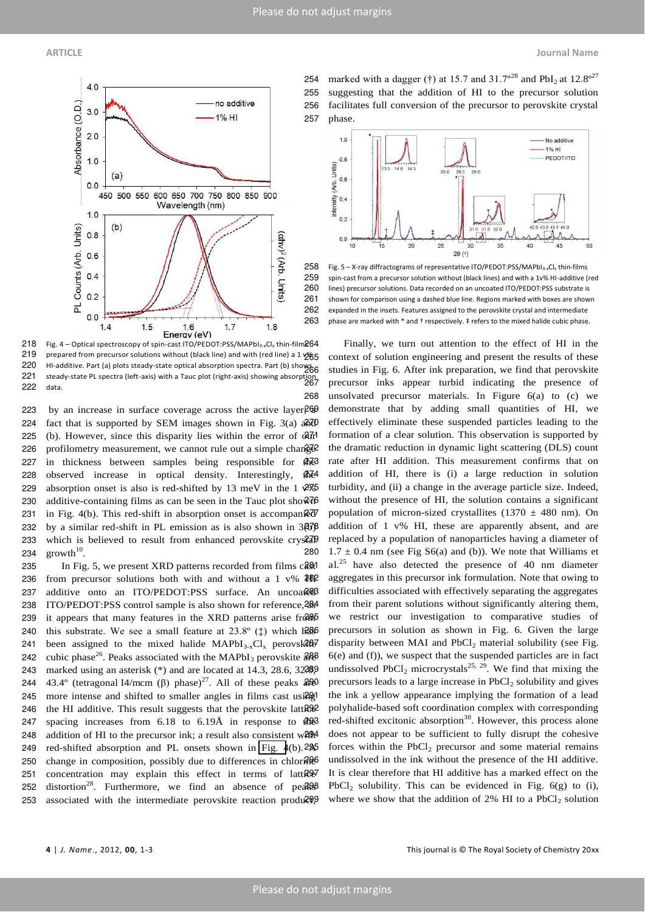Fig. 4 – Optical spectroscopy of spin-cast ITO/PEDOT:PSS/$MAPbI_{3-x}Cl_x$ thin-films prepared from precursor solutions without (black line) and with (red line) a 1 v% HI-additive. Part (a) plots steady-state optical absorption spectra. Part (b) shows steady-state PL spectra (left-axis) with a Tauc plot (right-axis) showing absorption data.

by an increase in surface coverage across the active layer; a fact that is supported by SEM images shown in Fig. 3(a) and (b). However, since this disparity lies within the error of our profilometry measurement, we cannot rule out a simple change in thickness between samples being responsible for the observed increase in optical density. Interestingly, the absorption onset is also is red-shifted by 13 meV in the 1 v% additive-containing films as can be seen in the Tauc plot shown in Fig. 4(b). This red-shift in absorption onset is accompanied by a similar red-shift in PL emission as is also shown in 3(b) which is believed to result from enhanced perovskite crystal growth[10].

In Fig. 5, we present XRD patterns recorded from films cast from precursor solutions both with and without a 1 v% HI additive onto an ITO/PEDOT:PSS surface. An uncoated ITO/PEDOT:PSS control sample is also shown for reference, as it appears that many features in the XRD patterns arise from this substrate. We see a small feature at 23.8° (‡) which has been assigned to the mixed halide $MAPbI_{3-x}Cl_x$ perovskite cubic phase[26]. Peaks associated with the $MAPbI_3$ perovskite are marked using an asterisk (*) and are located at 14.3, 28.6, 32.0 and 43.4° (tetragonal I4/mcm (β) phase)[27]. All of these peaks are more intense and shifted to smaller angles in films cast using the HI additive. This result suggests that the perovskite lattice spacing increases from 6.18 to 6.19Å in response to the addition of HI to the precursor ink; a result also consistent with red-shifted absorption and PL onsets shown in Fig. 4(b). A change in composition, possibly due to differences in chlorine concentration may explain this effect in terms of lattice distortion[28]. Furthermore, we find an absence of peaks associated with the intermediate perovskite reaction product, marked with a dagger (†) at 15.7 and 31.7°[28] and $PbI_2$ at 12.8°[27] suggesting that the addition of HI to the precursor solution facilitates full conversion of the precursor to perovskite crystal phase.

Fig. 5 – X-ray diffractograms of representative ITO/PEDOT:PSS/$MAPbI_{3-x}Cl_x$ thin-films spin-cast from a precursor solution without (black lines) and with a 1v% HI-additive (red lines) precursor solutions. Data recorded on an uncoated ITO/PEDOT:PSS substrate is shown for comparison using a dashed blue line. Regions marked with boxes are shown expanded in the insets. Features assigned to the perovskite crystal and intermediate phase are marked with * and † respectively. ‡ refers to the mixed halide cubic phase.

Finally, we turn out attention to the effect of HI in the context of solution engineering and present the results of these studies in Fig. 6. After ink preparation, we find that perovskite precursor inks appear turbid indicating the presence of unsolvated precursor materials. In Figure 6(a) to (c) we demonstrate that by adding small quantities of HI, we effectively eliminate these suspended particles leading to the formation of a clear solution. This observation is supported by the dramatic reduction in dynamic light scattering (DLS) count rate after HI addition. This measurement confirms that on addition of HI, there is (i) a large reduction in solution turbidity, and (ii) a change in the average particle size. Indeed, without the presence of HI, the solution contains a significant population of micron-sized crystallites (1370 ± 480 nm). On addition of 1 v% HI, these are apparently absent, and are replaced by a population of nanoparticles having a diameter of 1.7 ± 0.4 nm (see Fig S6(a) and (b)). We note that Williams et al.[25] have also detected the presence of 40 nm diameter aggregates in this precursor ink formulation. Note that owing to difficulties associated with effectively separating the aggregates from their parent solutions without significantly altering them, we restrict our investigation to comparative studies of precursors in solution as shown in Fig. 6. Given the large disparity between MAI and $PbCl_2$ material solubility (see Fig. 6(e) and (f)), we suspect that the suspended particles are in fact undissolved $PbCl_2$ microcrystals[25, 29]. We find that mixing the precursors in solution leads to a large increase in $PbCl_2$ solubility and gives the ink a yellow appearance implying the formation of a lead polyhalide-based soft coordination complex with corresponding red-shifted excitonic absorption[30]. However, this process alone does not appear to be sufficient to fully disrupt the cohesive forces within the $PbCl_2$ precursor and some material remains undissolved in the ink without the presence of the HI additive. It is clear therefore that HI additive has a marked effect on the $PbCl_2$ solubility. This can be evidenced in Fig. 6(g) to (i), where we show that the addition of 2% HI to a $PbCl_2$ solution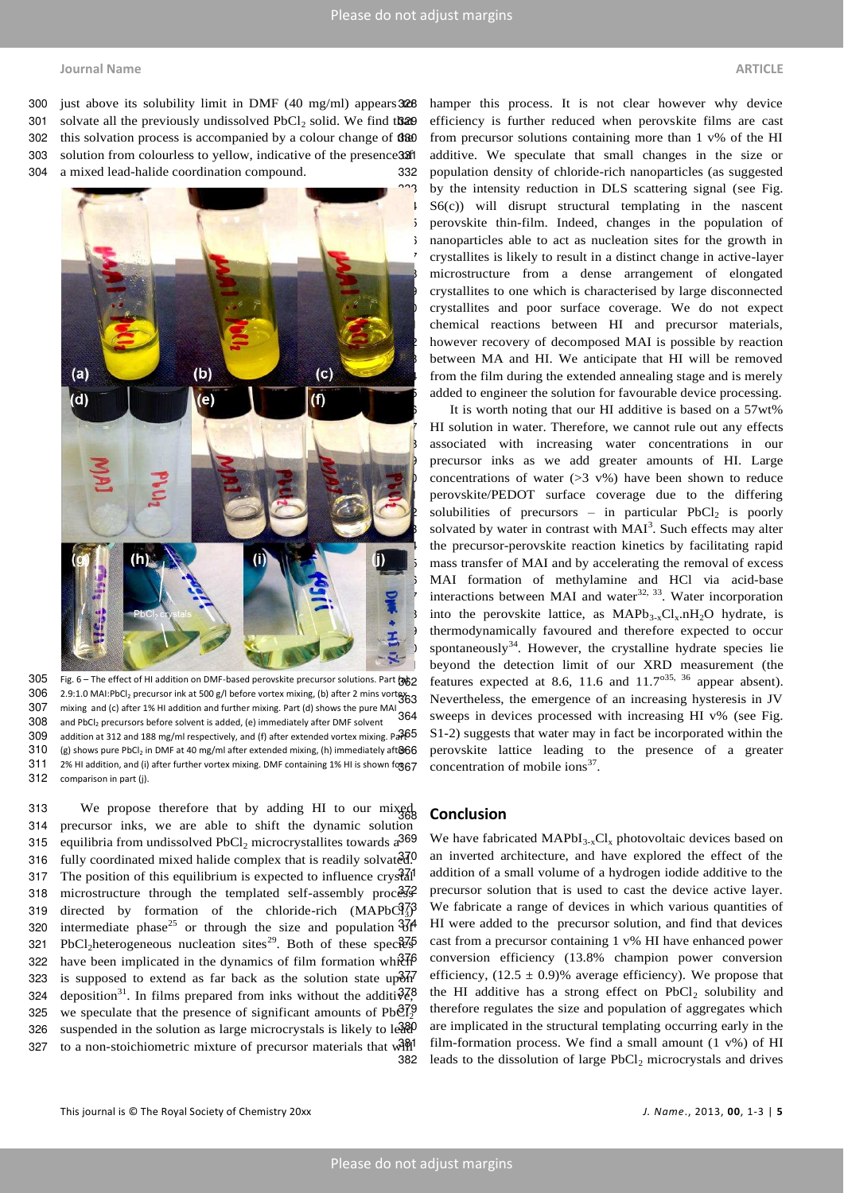just above its solubility limit in DMF (40 mg/ml) appears to solvate all the previously undissolved $PbCl_2$ solid. We find that this solvation process is accompanied by a colour change of the solution from colourless to yellow, indicative of the presence of a mixed lead-halide coordination compound.

Fig. 6 – The effect of HI addition on DMF-based perovskite precursor solutions. Part (a) 2.9:1.0 MAI:$PbCl_2$ precursor ink at 500 g/l before vortex mixing, (b) after 2 mins vortex mixing and (c) after 1% HI addition and further mixing. Part (d) shows the pure MAI and $PbCl_2$ precursors before solvent is added, (e) immediately after DMF solvent addition at 312 and 188 mg/ml respectively, and (f) after extended vortex mixing. Part (g) shows pure $PbCl_2$ in DMF at 40 mg/ml after extended mixing, (h) immediately after 2% HI addition, and (i) after further vortex mixing. DMF containing 1% HI is shown for comparison in part (j).

We propose therefore that by adding HI to our mixed precursor inks, we are able to shift the dynamic solution equilibria from undissolved $PbCl_2$ microcrystallites towards a fully coordinated mixed halide complex that is readily solvated. The position of this equilibrium is expected to influence crystal microstructure through the templated self-assembly process directed by formation of the chloride-rich ($MAPbCl_3$) intermediate phase[25] or through the size and population of $PbCl_2$heterogeneous nucleation sites[29]. Both of these species have been implicated in the dynamics of film formation which is supposed to extend as far back as the solution state upon deposition[31]. In films prepared from inks without the additive, we speculate that the presence of significant amounts of $PbCl_2$ suspended in the solution as large microcrystals is likely to lead to a non-stoichiometric mixture of precursor materials that will hamper this process. It is not clear however why device efficiency is further reduced when perovskite films are cast from precursor solutions containing more than 1 v% of the HI additive. We speculate that small changes in the size or population density of chloride-rich nanoparticles (as suggested by the intensity reduction in DLS scattering signal (see Fig. S6(c)) will disrupt structural templating in the nascent perovskite thin-film. Indeed, changes in the population of nanoparticles able to act as nucleation sites for the growth in crystallites is likely to result in a distinct change in active-layer microstructure from a dense arrangement of elongated crystallites to one which is characterised by large disconnected crystallites and poor surface coverage. We do not expect chemical reactions between HI and precursor materials, however recovery of decomposed MAI is possible by reaction between MA and HI. We anticipate that HI will be removed from the film during the extended annealing stage and is merely added to engineer the solution for favourable device processing.

It is worth noting that our HI additive is based on a 57wt% HI solution in water. Therefore, we cannot rule out any effects associated with increasing water concentrations in our precursor inks as we add greater amounts of HI. Large concentrations of water (>3 v%) have been shown to reduce perovskite/PEDOT surface coverage due to the differing solubilities of precursors – in particular $PbCl_2$ is poorly solvated by water in contrast with MAI[3]. Such effects may alter the precursor-perovskite reaction kinetics by facilitating rapid mass transfer of MAI and by accelerating the removal of excess MAI formation of methylamine and HCl via acid-base interactions between MAI and water[32, 33]. Water incorporation into the perovskite lattice, as $MAPb_{3-x}Cl_x.nH_2O$ hydrate, is thermodynamically favoured and therefore expected to occur spontaneously[34]. However, the crystalline hydrate species lie beyond the detection limit of our XRD measurement (the features expected at 8.6, 11.6 and 11.7$^{o}$[35, 36] appear absent). Nevertheless, the emergence of an increasing hysteresis in JV sweeps in devices processed with increasing HI v% (see Fig. S1-2) suggests that water may in fact be incorporated within the perovskite lattice leading to the presence of a greater concentration of mobile ions[37].

## Conclusion

We have fabricated $MAPbI_{3-x}Cl_x$ photovoltaic devices based on an inverted architecture, and have explored the effect of the addition of a small volume of a hydrogen iodide additive to the precursor solution that is used to cast the device active layer. We fabricate a range of devices in which various quantities of HI were added to the precursor solution, and find that devices cast from a precursor containing 1 v% HI have enhanced power conversion efficiency (13.8% champion power conversion efficiency, (12.5 ± 0.9)% average efficiency). We propose that the HI additive has a strong effect on $PbCl_2$ solubility and therefore regulates the size and population of aggregates which are implicated in the structural templating occurring early in the film-formation process. We find a small amount (1 v%) of HI leads to the dissolution of large $PbCl_2$ microcrystals and drives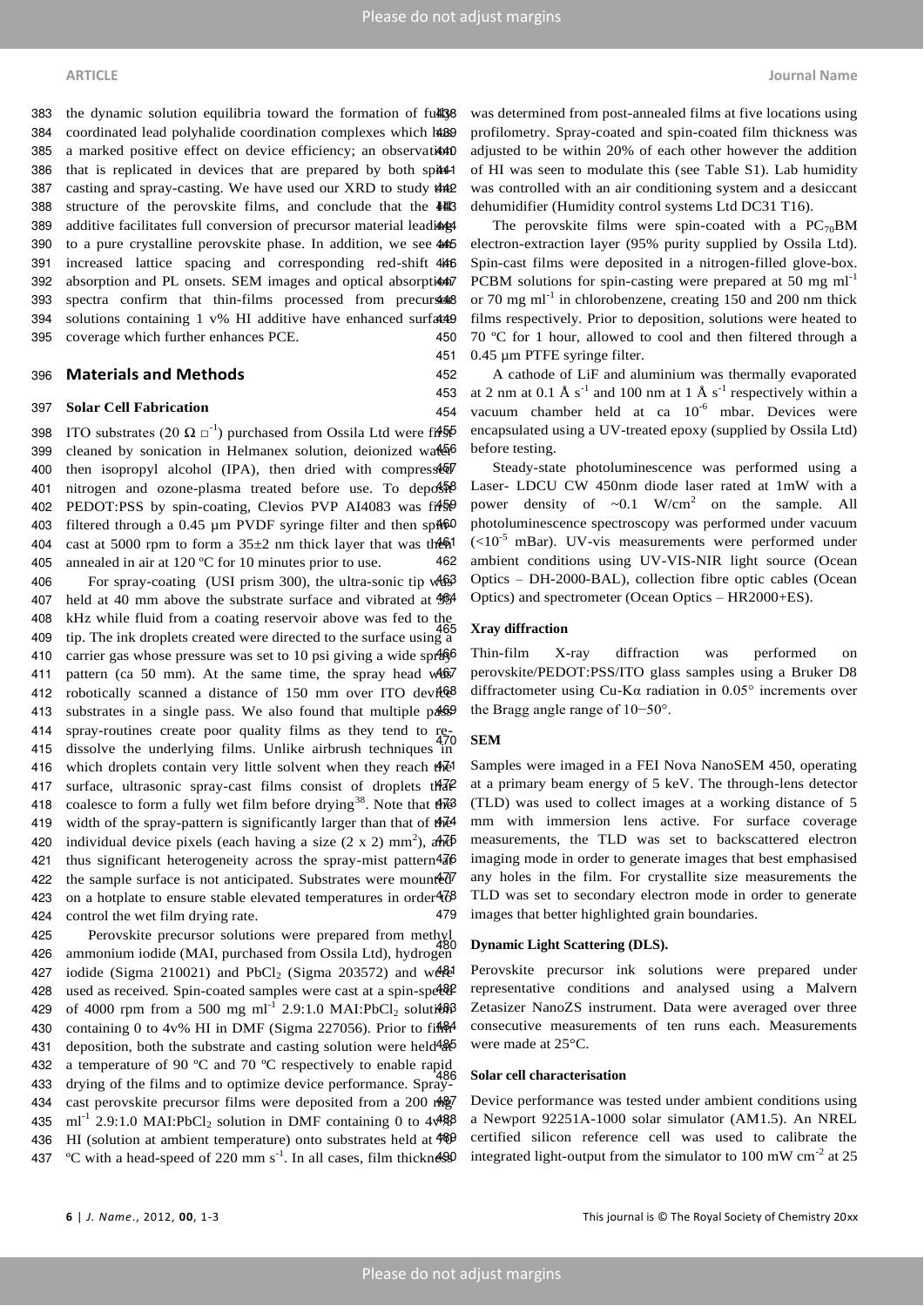the dynamic solution equilibria toward the formation of fully coordinated lead polyhalide coordination complexes which has a marked positive effect on device efficiency; an observation that is replicated in devices that are prepared by both spin-casting and spray-casting. We have used our XRD to study the structure of the perovskite films, and conclude that the HI additive facilitates full conversion of precursor material leading to a pure crystalline perovskite phase. In addition, we see an increased lattice spacing and corresponding red-shift in absorption and PL onsets. SEM images and optical absorption spectra confirm that thin-films processed from precursor solutions containing 1 v% HI additive have enhanced surface coverage which further enhances PCE.

## Materials and Methods

### Solar Cell Fabrication

ITO substrates (20 $\Omega$ $\square^{-1}$) purchased from Ossila Ltd were first cleaned by sonication in Helmanex solution, deionized water then isopropyl alcohol (IPA), then dried with compressed nitrogen and ozone-plasma treated before use. To deposit PEDOT:PSS by spin-coating, Clevios PVP AI4083 was first filtered through a 0.45 µm PVDF syringe filter and then spin-cast at 5000 rpm to form a 35±2 nm thick layer that was then annealed in air at 120 ºC for 10 minutes prior to use.

For spray-coating (USI prism 300), the ultra-sonic tip was held at 40 mm above the substrate surface and vibrated at 35 kHz while fluid from a coating reservoir above was fed to the tip. The ink droplets created were directed to the surface using a carrier gas whose pressure was set to 10 psi giving a wide spray pattern (ca 50 mm). At the same time, the spray head was robotically scanned a distance of 150 mm over ITO device substrates in a single pass. We also found that multiple pass spray-routines create poor quality films as they tend to re-dissolve the underlying films. Unlike airbrush techniques in which droplets contain very little solvent when they reach the surface, ultrasonic spray-cast films consist of droplets that coalesce to form a fully wet film before drying[38]. Note that the width of the spray-pattern is significantly larger than that of the individual device pixels (each having a size (2 x 2) mm$^2$), and thus significant heterogeneity across the spray-mist pattern at the sample surface is not anticipated. Substrates were mounted on a hotplate to ensure stable elevated temperatures in order to control the wet film drying rate.

Perovskite precursor solutions were prepared from methyl ammonium iodide (MAI, purchased from Ossila Ltd), hydrogen iodide (Sigma 210021) and $PbCl_2$ (Sigma 203572) and were used as received. Spin-coated samples were cast at a spin-speed of 4000 rpm from a 500 mg ml$^{-1}$ 2.9:1.0 MAI:$PbCl_2$ solution containing 0 to 4v% HI in DMF (Sigma 227056). Prior to film deposition, both the substrate and casting solution were held at a temperature of 90 ºC and 70 ºC respectively to enable rapid drying of the films and to optimize device performance. Spray-cast perovskite precursor films were deposited from a 200 mg ml$^{-1}$ 2.9:1.0 MAI:$PbCl_2$ solution in DMF containing 0 to 4v% HI (solution at ambient temperature) onto substrates held at 80 ºC with a head-speed of 220 mm s$^{-1}$. In all cases, film thickness was determined from post-annealed films at five locations using profilometry. Spray-coated and spin-coated film thickness was adjusted to be within 20% of each other however the addition of HI was seen to modulate this (see Table S1). Lab humidity was controlled with an air conditioning system and a desiccant dehumidifier (Humidity control systems Ltd DC31 T16).

The perovskite films were spin-coated with a $PC_{70}BM$ electron-extraction layer (95% purity supplied by Ossila Ltd). Spin-cast films were deposited in a nitrogen-filled glove-box. PCBM solutions for spin-casting were prepared at 50 mg ml$^{-1}$ or 70 mg ml$^{-1}$ in chlorobenzene, creating 150 and 200 nm thick films respectively. Prior to deposition, solutions were heated to 70 ºC for 1 hour, allowed to cool and then filtered through a 0.45 µm PTFE syringe filter.

A cathode of LiF and aluminium was thermally evaporated at 2 nm at 0.1 Å s$^{-1}$ and 100 nm at 1 Å s$^{-1}$ respectively within a vacuum chamber held at ca 10$^{-6}$ mbar. Devices were encapsulated using a UV-treated epoxy (supplied by Ossila Ltd) before testing.

Steady-state photoluminescence was performed using a Laser- LDCU CW 450nm diode laser rated at 1mW with a power density of ~0.1 W/cm$^2$ on the sample. All photoluminescence spectroscopy was performed under vacuum (<10$^{-5}$ mBar). UV-vis measurements were performed under ambient conditions using UV-VIS-NIR light source (Ocean Optics – DH-2000-BAL), collection fibre optic cables (Ocean Optics) and spectrometer (Ocean Optics – HR2000+ES).

### Xray diffraction

Thin-film X-ray diffraction was performed on perovskite/PEDOT:PSS/ITO glass samples using a Bruker D8 diffractometer using Cu-K$\alpha$ radiation in 0.05° increments over the Bragg angle range of 10−50°.

### SEM

Samples were imaged in a FEI Nova NanoSEM 450, operating at a primary beam energy of 5 keV. The through-lens detector (TLD) was used to collect images at a working distance of 5 mm with immersion lens active. For surface coverage measurements, the TLD was set to backscattered electron imaging mode in order to generate images that best emphasised any holes in the film. For crystallite size measurements the TLD was set to secondary electron mode in order to generate images that better highlighted grain boundaries.

### Dynamic Light Scattering (DLS).

Perovskite precursor ink solutions were prepared under representative conditions and analysed using a Malvern Zetasizer NanoZS instrument. Data were averaged over three consecutive measurements of ten runs each. Measurements were made at 25°C.

### Solar cell characterisation

Device performance was tested under ambient conditions using a Newport 92251A-1000 solar simulator (AM1.5). An NREL certified silicon reference cell was used to calibrate the integrated light-output from the simulator to 100 mW cm$^{-2}$ at 25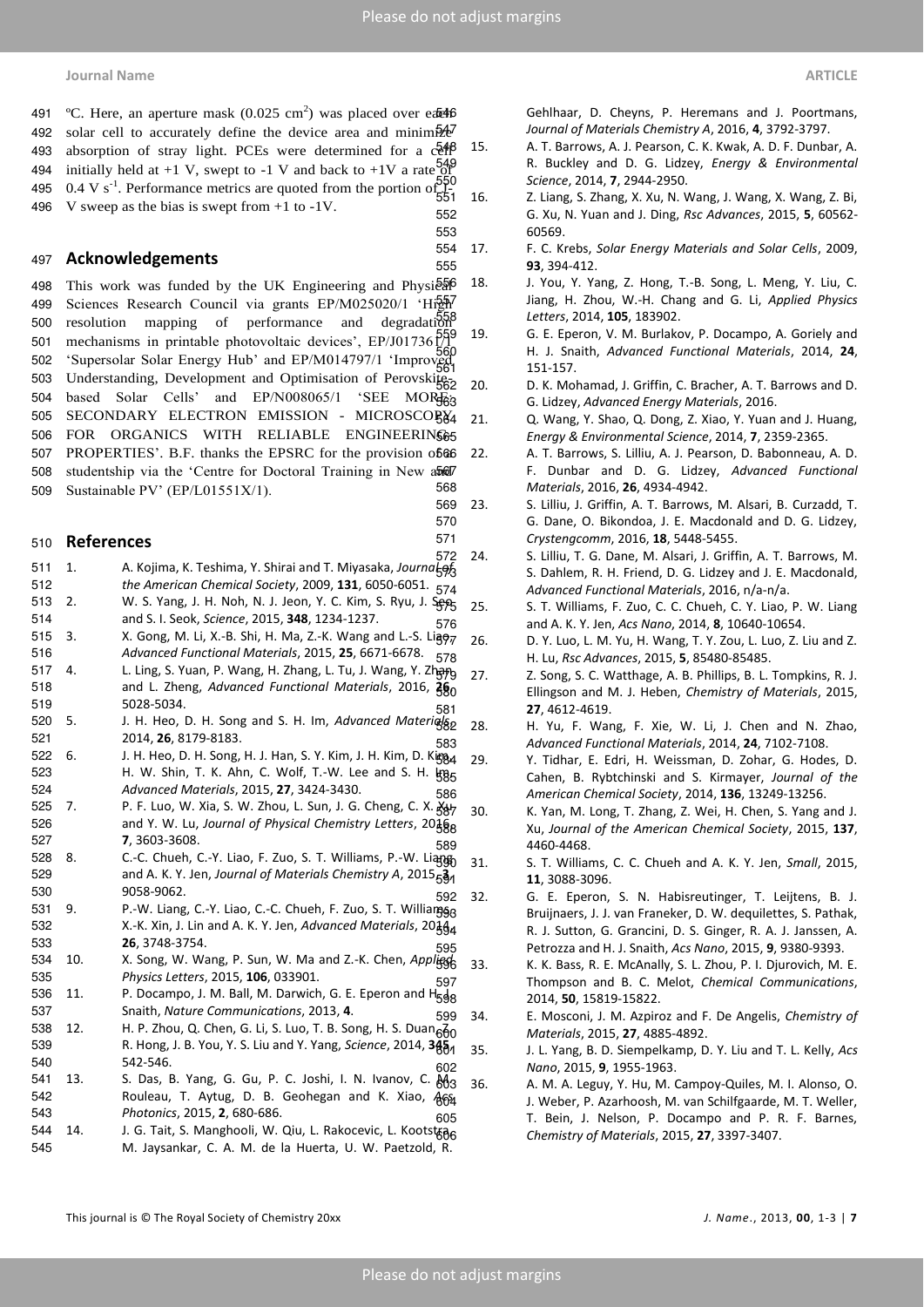°C. Here, an aperture mask (0.025 cm$^2$) was placed over each solar cell to accurately define the device area and minimise absorption of stray light. PCEs were determined for a cell initially held at +1 V, swept to -1 V and back to +1V a rate of 0.4 V s$^{-1}$. Performance metrics are quoted from the portion of J-V sweep as the bias is swept from +1 to -1V.

## Acknowledgements

This work was funded by the UK Engineering and Physical Sciences Research Council via grants EP/M025020/1 'High resolution mapping of performance and degradation mechanisms in printable photovoltaic devices', EP/J017361/1 'Supersolar Solar Energy Hub' and EP/M014797/1 'Improved Understanding, Development and Optimisation of Perovskite-based Solar Cells' and EP/N008065/1 'SEE MORE: SECONDARY ELECTRON EMISSION - MICROSCOPY FOR ORGANICS WITH RELIABLE ENGINEERING-PROPERTIES'. B.F. thanks the EPSRC for the provision of a studentship via the 'Centre for Doctoral Training in New and Sustainable PV' (EP/L01551X/1).

## References

1. A. Kojima, K. Teshima, Y. Shirai and T. Miyasaka, *Journal of the American Chemical Society*, 2009, **131**, 6050-6051.
2. W. S. Yang, J. H. Noh, N. J. Jeon, Y. C. Kim, S. Ryu, J. Seo and S. I. Seok, *Science*, 2015, **348**, 1234-1237.
3. X. Gong, M. Li, X.-B. Shi, H. Ma, Z.-K. Wang and L.-S. Liao, *Advanced Functional Materials*, 2015, **25**, 6671-6678.
4. L. Ling, S. Yuan, P. Wang, H. Zhang, L. Tu, J. Wang, Y. Zhan and L. Zheng, *Advanced Functional Materials*, 2016, **26**, 5028-5034.
5. J. H. Heo, D. H. Song and S. H. Im, *Advanced Materials*, 2014, **26**, 8179-8183.
6. J. H. Heo, D. H. Song, H. J. Han, S. Y. Kim, J. H. Kim, D. Kim, H. W. Shin, T. K. Ahn, C. Wolf, T.-W. Lee and S. H. Im, *Advanced Materials*, 2015, **27**, 3424-3430.
7. P. F. Luo, W. Xia, S. W. Zhou, L. Sun, J. G. Cheng, C. X. Xu and Y. W. Lu, *Journal of Physical Chemistry Letters*, 2016, **7**, 3603-3608.
8. C.-C. Chueh, C.-Y. Liao, F. Zuo, S. T. Williams, P.-W. Liang and A. K. Y. Jen, *Journal of Materials Chemistry A*, 2015, **3**, 9058-9062.
9. P.-W. Liang, C.-Y. Liao, C.-C. Chueh, F. Zuo, S. T. Williams, X.-K. Xin, J. Lin and A. K. Y. Jen, *Advanced Materials*, 2014, **26**, 3748-3754.
10. X. Song, W. Wang, P. Sun, W. Ma and Z.-K. Chen, *Applied Physics Letters*, 2015, **106**, 033901.
11. P. Docampo, J. M. Ball, M. Darwich, G. E. Eperon and H. J. Snaith, *Nature Communications*, 2013, **4**.
12. H. P. Zhou, Q. Chen, G. Li, S. Luo, T. B. Song, H. S. Duan, Z. R. Hong, J. B. You, Y. S. Liu and Y. Yang, *Science*, 2014, **345**, 542-546.
13. S. Das, B. Yang, G. Gu, P. C. Joshi, I. N. Ivanov, C. M. Rouleau, T. Aytug, D. B. Geohegan and K. Xiao, *Acs Photonics*, 2015, **2**, 680-686.
14. J. G. Tait, S. Manghooli, W. Qiu, L. Rakocevic, L. Kootstra, M. Jaysankar, C. A. M. de la Huerta, U. W. Paetzold, R. Gehlhaar, D. Cheyns, P. Heremans and J. Poortmans, *Journal of Materials Chemistry A*, 2016, **4**, 3792-3797.
15. A. T. Barrows, A. J. Pearson, C. K. Kwak, A. D. F. Dunbar, A. R. Buckley and D. G. Lidzey, *Energy & Environmental Science*, 2014, **7**, 2944-2950.
16. Z. Liang, S. Zhang, X. Xu, N. Wang, J. Wang, X. Wang, Z. Bi, G. Xu, N. Yuan and J. Ding, *Rsc Advances*, 2015, **5**, 60562-60569.
17. F. C. Krebs, *Solar Energy Materials and Solar Cells*, 2009, **93**, 394-412.
18. J. You, Y. Yang, Z. Hong, T.-B. Song, L. Meng, Y. Liu, C. Jiang, H. Zhou, W.-H. Chang and G. Li, *Applied Physics Letters*, 2014, **105**, 183902.
19. G. E. Eperon, V. M. Burlakov, P. Docampo, A. Goriely and H. J. Snaith, *Advanced Functional Materials*, 2014, **24**, 151-157.
20. D. K. Mohamad, J. Griffin, C. Bracher, A. T. Barrows and D. G. Lidzey, *Advanced Energy Materials*, 2016.
21. Q. Wang, Y. Shao, Q. Dong, Z. Xiao, Y. Yuan and J. Huang, *Energy & Environmental Science*, 2014, **7**, 2359-2365.
22. A. T. Barrows, S. Lilliu, A. J. Pearson, D. Babonneau, A. D. F. Dunbar and D. G. Lidzey, *Advanced Functional Materials*, 2016, **26**, 4934-4942.
23. S. Lilliu, J. Griffin, A. T. Barrows, M. Alsari, B. Curzadd, T. G. Dane, O. Bikondoa, J. E. Macdonald and D. G. Lidzey, *Crystengcomm*, 2016, **18**, 5448-5455.
24. S. Lilliu, T. G. Dane, M. Alsari, J. Griffin, A. T. Barrows, M. S. Dahlem, R. H. Friend, D. G. Lidzey and J. E. Macdonald, *Advanced Functional Materials*, 2016, n/a-n/a.
25. S. T. Williams, F. Zuo, C. C. Chueh, C. Y. Liao, P. W. Liang and A. K. Y. Jen, *Acs Nano*, 2014, **8**, 10640-10654.
26. D. Y. Luo, L. M. Yu, H. Wang, T. Y. Zou, L. Luo, Z. Liu and Z. H. Lu, *Rsc Advances*, 2015, **5**, 85480-85485.
27. Z. Song, S. C. Watthage, A. B. Phillips, B. L. Tompkins, R. J. Ellingson and M. J. Heben, *Chemistry of Materials*, 2015, **27**, 4612-4619.
28. H. Yu, F. Wang, F. Xie, W. Li, J. Chen and N. Zhao, *Advanced Functional Materials*, 2014, **24**, 7102-7108.
29. Y. Tidhar, E. Edri, H. Weissman, D. Zohar, G. Hodes, D. Cahen, B. Rybtchinski and S. Kirmayer, *Journal of the American Chemical Society*, 2014, **136**, 13249-13256.
30. K. Yan, M. Long, T. Zhang, Z. Wei, H. Chen, S. Yang and J. Xu, *Journal of the American Chemical Society*, 2015, **137**, 4460-4468.
31. S. T. Williams, C. C. Chueh and A. K. Y. Jen, *Small*, 2015, **11**, 3088-3096.
32. G. E. Eperon, S. N. Habisreutinger, T. Leijtens, B. J. Bruijnaers, J. J. van Franeker, D. W. dequilettes, S. Pathak, R. J. Sutton, G. Grancini, D. S. Ginger, R. A. J. Janssen, A. Petrozza and H. J. Snaith, *Acs Nano*, 2015, **9**, 9380-9393.
33. K. K. Bass, R. E. McAnally, S. L. Zhou, P. I. Djurovich, M. E. Thompson and B. C. Melot, *Chemical Communications*, 2014, **50**, 15819-15822.
34. E. Mosconi, J. M. Azpiroz and F. De Angelis, *Chemistry of Materials*, 2015, **27**, 4885-4892.
35. J. L. Yang, B. D. Siempelkamp, D. Y. Liu and T. L. Kelly, *Acs Nano*, 2015, **9**, 1955-1963.
36. A. M. A. Leguy, Y. Hu, M. Campoy-Quiles, M. I. Alonso, O. J. Weber, P. Azarhoosh, M. van Schilfgaarde, M. T. Weller, T. Bein, J. Nelson, P. Docampo and P. R. F. Barnes, *Chemistry of Materials*, 2015, **27**, 3397-3407.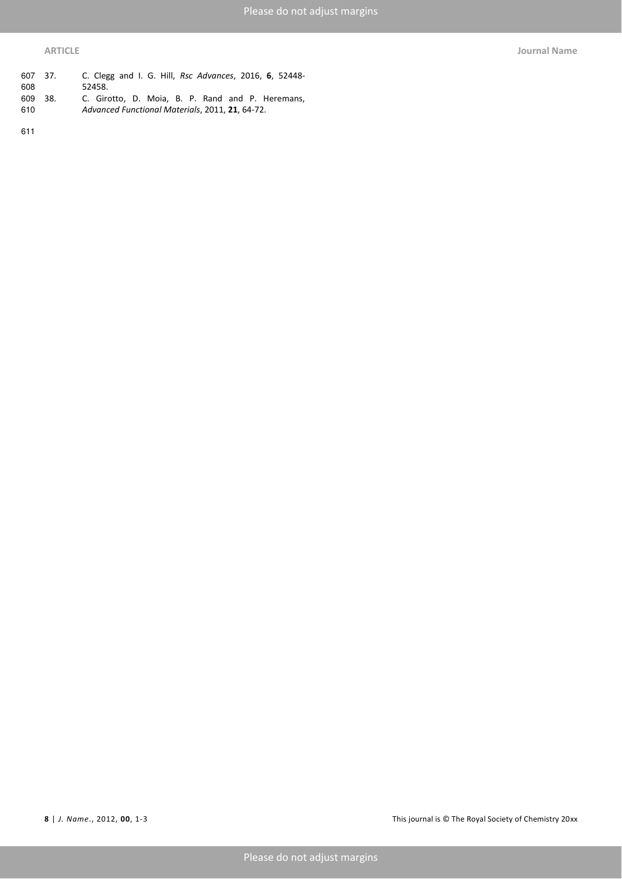37. C. Clegg and I. G. Hill, *Rsc Advances*, 2016, **6**, 52448-52458.
38. C. Girotto, D. Moia, B. P. Rand and P. Heremans, *Advanced Functional Materials*, 2011, **21**, 64-72.